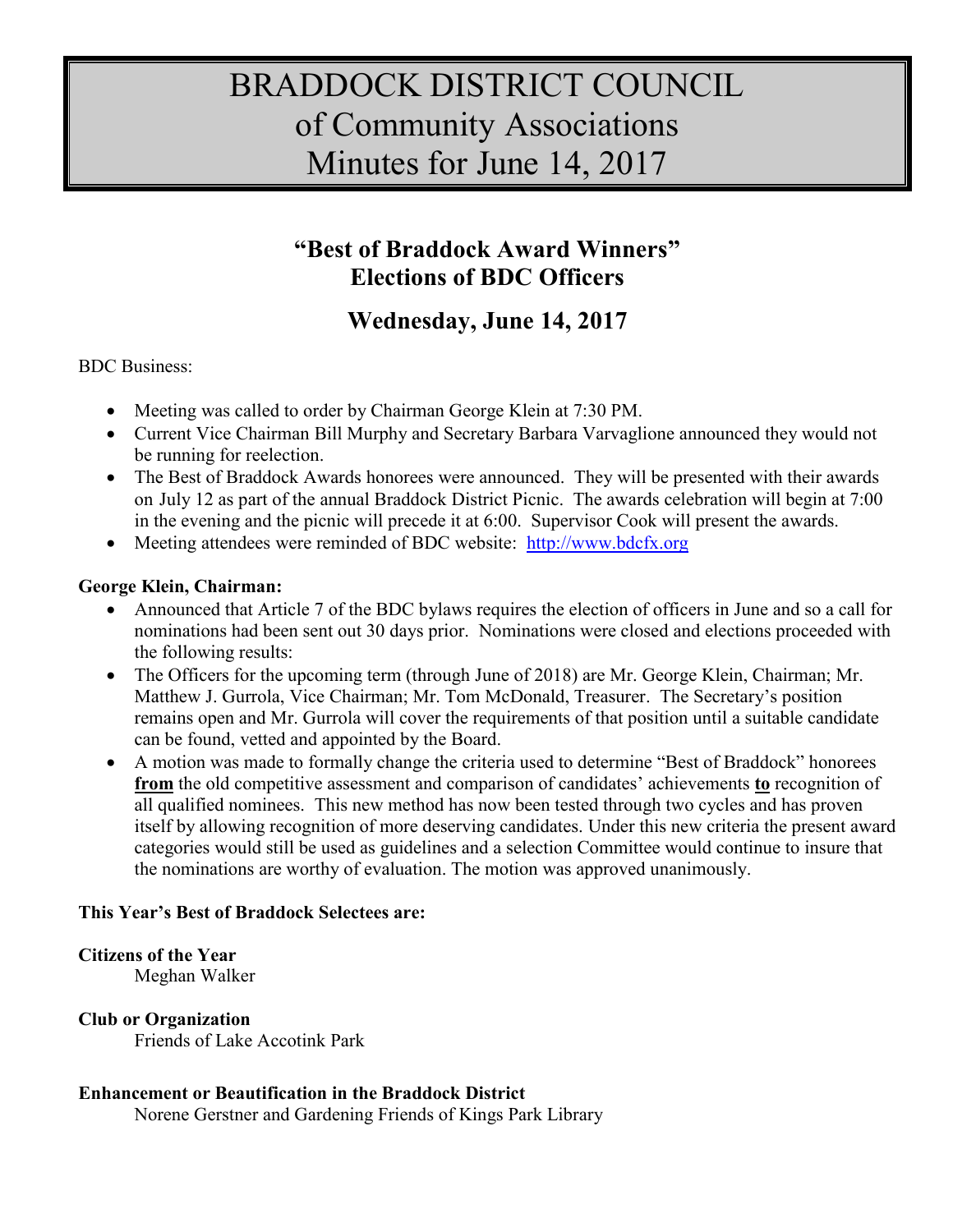# BRADDOCK DISTRICT COUNCIL
# of Community Associations
# Minutes for June 14, 2017

## "Best of Braddock Award Winners"
## Elections of BDC Officers

## Wednesday, June 14, 2017

BDC Business:

- Meeting was called to order by Chairman George Klein at 7:30 PM.
- Current Vice Chairman Bill Murphy and Secretary Barbara Varvaglione announced they would not be running for reelection.
- The Best of Braddock Awards honorees were announced. They will be presented with their awards on July 12 as part of the annual Braddock District Picnic. The awards celebration will begin at 7:00 in the evening and the picnic will precede it at 6:00. Supervisor Cook will present the awards.
- Meeting attendees were reminded of BDC website: [http://www.bdcfx.org](http://www.bdcfx.org)

**George Klein, Chairman:**

- Announced that Article 7 of the BDC bylaws requires the election of officers in June and so a call for nominations had been sent out 30 days prior. Nominations were closed and elections proceeded with the following results:
- The Officers for the upcoming term (through June of 2018) are Mr. George Klein, Chairman; Mr. Matthew J. Gurrola, Vice Chairman; Mr. Tom McDonald, Treasurer. The Secretary's position remains open and Mr. Gurrola will cover the requirements of that position until a suitable candidate can be found, vetted and appointed by the Board.
- A motion was made to formally change the criteria used to determine "Best of Braddock" honorees **from** the old competitive assessment and comparison of candidates' achievements **to** recognition of all qualified nominees. This new method has now been tested through two cycles and has proven itself by allowing recognition of more deserving candidates. Under this new criteria the present award categories would still be used as guidelines and a selection Committee would continue to insure that the nominations are worthy of evaluation. The motion was approved unanimously.

**This Year's Best of Braddock Selectees are:**

**Citizens of the Year**
Meghan Walker

**Club or Organization**
Friends of Lake Accotink Park

**Enhancement or Beautification in the Braddock District**
Norene Gerstner and Gardening Friends of Kings Park Library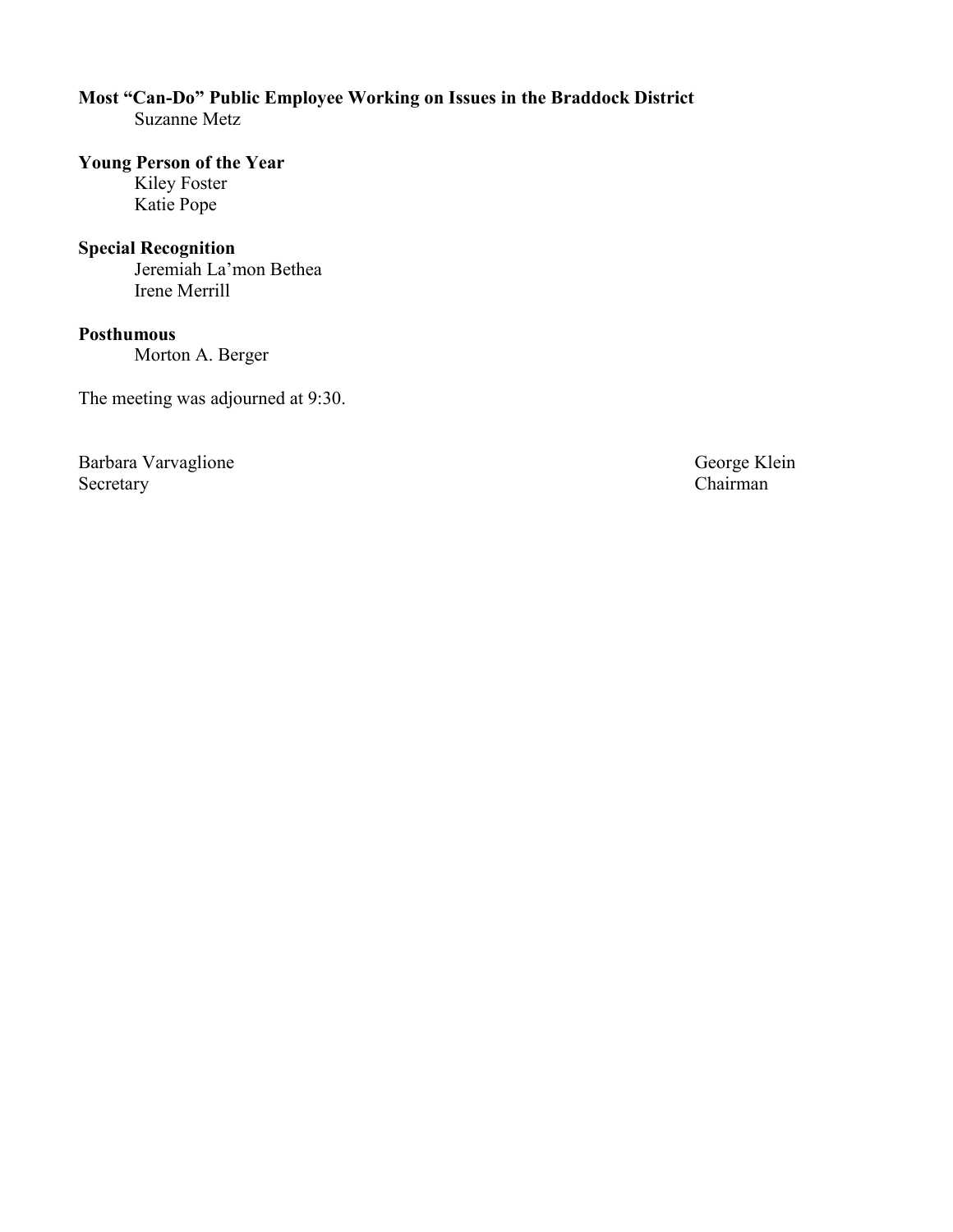**Most "Can-Do" Public Employee Working on Issues in the Braddock District**
Suzanne Metz

**Young Person of the Year**
Kiley Foster
Katie Pope

**Special Recognition**
Jeremiah La'mon Bethea
Irene Merrill

**Posthumous**
Morton A. Berger

The meeting was adjourned at 9:30.

Barbara Varvaglione
Secretary

George Klein
Chairman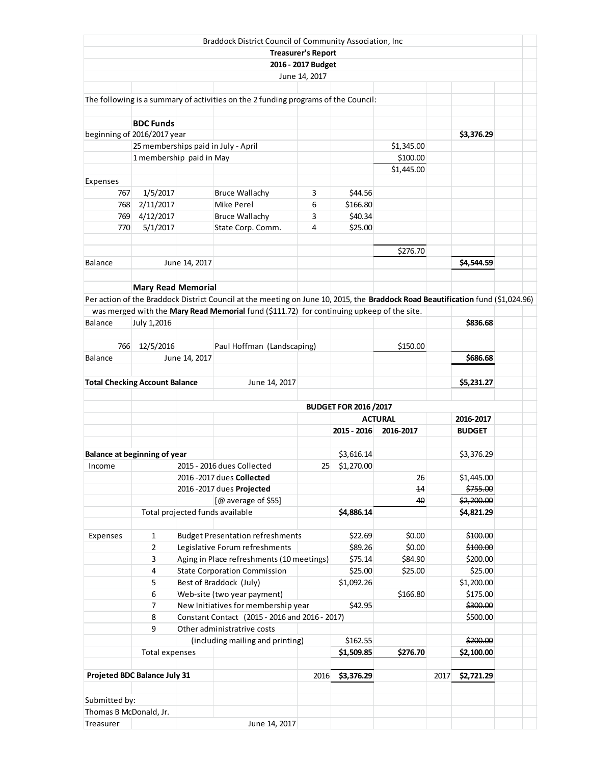Braddock District Council of Community Association, Inc

**Treasurer's Report**

**2016 - 2017 Budget**

June 14, 2017

The following is a summary of activities on the 2 funding programs of the Council:

**BDC Funds**

| | | | | | | | |
|---|---|---|---|---|---|---|---|
| beginning of 2016/2017 year | | | | | | | $3,376.29 |
| | 25 memberships paid in July - April | | | | | $1,345.00 | |
| | 1 membership paid in May | | | | | $100.00 | |
| | | | | | | $1,445.00 | |
| Expenses | | | | | | | |
| 767 | 1/5/2017 | | Bruce Wallachy | 3 | $44.56 | | |
| 768 | 2/11/2017 | | Mike Perel | 6 | $166.80 | | |
| 769 | 4/12/2017 | | Bruce Wallachy | 3 | $40.34 | | |
| 770 | 5/1/2017 | | State Corp. Comm. | 4 | $25.00 | | |
| | | | | | | $276.70 | |
| Balance | | June 14, 2017 | | | | | $4,544.59 |

**Mary Read Memorial**

Per action of the Braddock District Council at the meeting on June 10, 2015, the **Braddock Road Beautification** fund ($1,024.96) was merged with the **Mary Read Memorial** fund ($111.72) for continuing upkeep of the site.

| | | | | |
|---|---|---|---|---|
| Balance | July 1,2016 | | | $836.68 |
| 766 | 12/5/2016 | Paul Hoffman (Landscaping) | $150.00 | |
| Balance | June 14, 2017 | | | $686.68 |

| | | |
|---|---|---|
| **Total Checking Account Balance** | June 14, 2017 | $5,231.27 |

**BUDGET FOR 2016 /2017**

| | | | | ACTURAL 2015 - 2016 | 2016-2017 | | 2016-2017 BUDGET |
|---|---|---|---|---|---|---|---|
| **Balance at beginning of year** | | | | $3,616.14 | | | $3,376.29 |
| Income | | 2015 - 2016 dues Collected | 25 | $1,270.00 | | | |
| | | 2016 -2017 dues **Collected** | | | 26 | | $1,445.00 |
| | | 2016 -2017 dues **Projected** | | | ~~14~~ | | ~~$755.00~~ |
| | | [@ average of $55] | | | ~~40~~ | | ~~$2,200.00~~ |
| | Total projected funds available | | | **$4,886.14** | | | **$4,821.29** |
| Expenses | 1 | Budget Presentation refreshments | | $22.69 | $0.00 | | ~~$100.00~~ |
| | 2 | Legislative Forum refreshments | | $89.26 | $0.00 | | ~~$100.00~~ |
| | 3 | Aging in Place refreshments (10 meetings) | | $75.14 | $84.90 | | $200.00 |
| | 4 | State Corporation Commission | | $25.00 | $25.00 | | $25.00 |
| | 5 | Best of Braddock (July) | | $1,092.26 | | | $1,200.00 |
| | 6 | Web-site (two year payment) | | | $166.80 | | $175.00 |
| | 7 | New Initiatives for membership year | | $42.95 | | | ~~$300.00~~ |
| | 8 | Constant Contact (2015 - 2016 and 2016 - 2017) | | | | | $500.00 |
| | 9 | Other administratrive costs (including mailing and printing) | | $162.55 | | | ~~$200.00~~ |
| | Total expenses | | | **$1,509.85** | **$276.70** | | **$2,100.00** |
| **Projeted BDC Balance July 31** | | | 2016 | **$3,376.29** | | 2017 | **$2,721.29** |

Submitted by:
Thomas B McDonald, Jr.
Treasurer — June 14, 2017